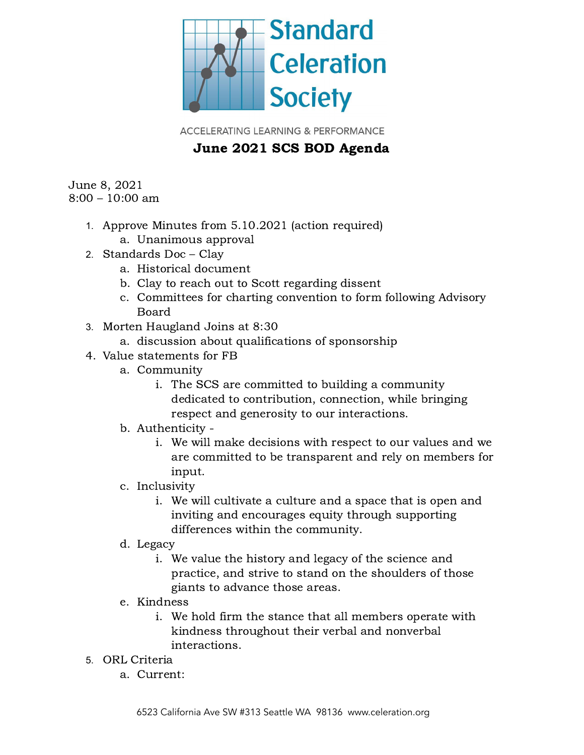# Standard Celeration Society

ACCELERATING LEARNING & PERFORMANCE

## June 2021 SCS BOD Agenda

June 8, 2021
8:00 – 10:00 am

1. Approve Minutes from 5.10.2021 (action required)
    a. Unanimous approval
2. Standards Doc – Clay
    a. Historical document
    b. Clay to reach out to Scott regarding dissent
    c. Committees for charting convention to form following Advisory Board
3. Morten Haugland Joins at 8:30
    a. discussion about qualifications of sponsorship
4. Value statements for FB
    a. Community
        i. The SCS are committed to building a community dedicated to contribution, connection, while bringing respect and generosity to our interactions.
    b. Authenticity -
        i. We will make decisions with respect to our values and we are committed to be transparent and rely on members for input.
    c. Inclusivity
        i. We will cultivate a culture and a space that is open and inviting and encourages equity through supporting differences within the community.
    d. Legacy
        i. We value the history and legacy of the science and practice, and strive to stand on the shoulders of those giants to advance those areas.
    e. Kindness
        i. We hold firm the stance that all members operate with kindness throughout their verbal and nonverbal interactions.
5. ORL Criteria
    a. Current:

6523 California Ave SW #313 Seattle WA 98136 www.celeration.org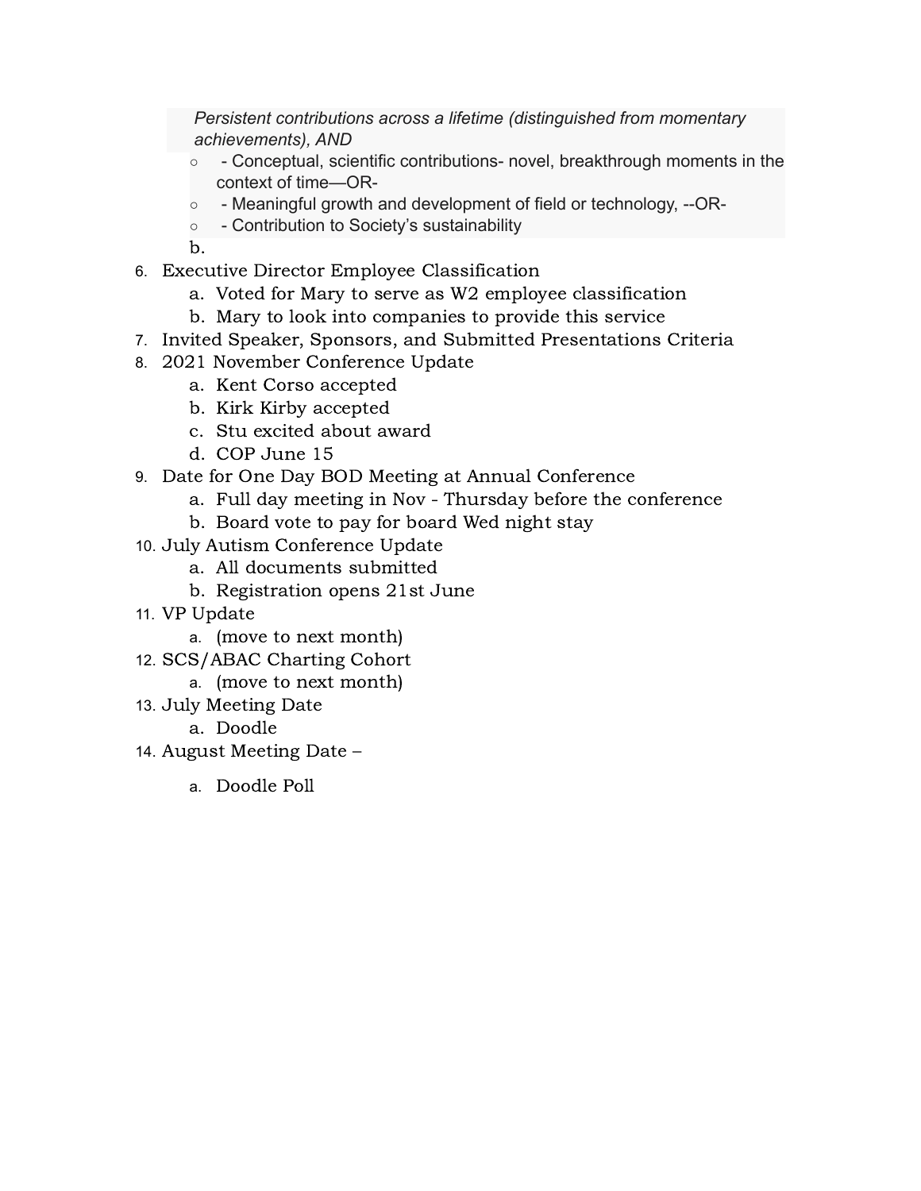*Persistent contributions across a lifetime (distinguished from momentary achievements), AND*

- \- Conceptual, scientific contributions- novel, breakthrough moments in the context of time—OR-
- \- Meaningful growth and development of field or technology, --OR-
- \- Contribution to Society's sustainability

b.

6. Executive Director Employee Classification
   a. Voted for Mary to serve as W2 employee classification
   b. Mary to look into companies to provide this service
7. Invited Speaker, Sponsors, and Submitted Presentations Criteria
8. 2021 November Conference Update
   a. Kent Corso accepted
   b. Kirk Kirby accepted
   c. Stu excited about award
   d. COP June 15
9. Date for One Day BOD Meeting at Annual Conference
   a. Full day meeting in Nov - Thursday before the conference
   b. Board vote to pay for board Wed night stay
10. July Autism Conference Update
    a. All documents submitted
    b. Registration opens 21st June
11. VP Update
    a. (move to next month)
12. SCS/ABAC Charting Cohort
    a. (move to next month)
13. July Meeting Date
    a. Doodle
14. August Meeting Date –
    a. Doodle Poll